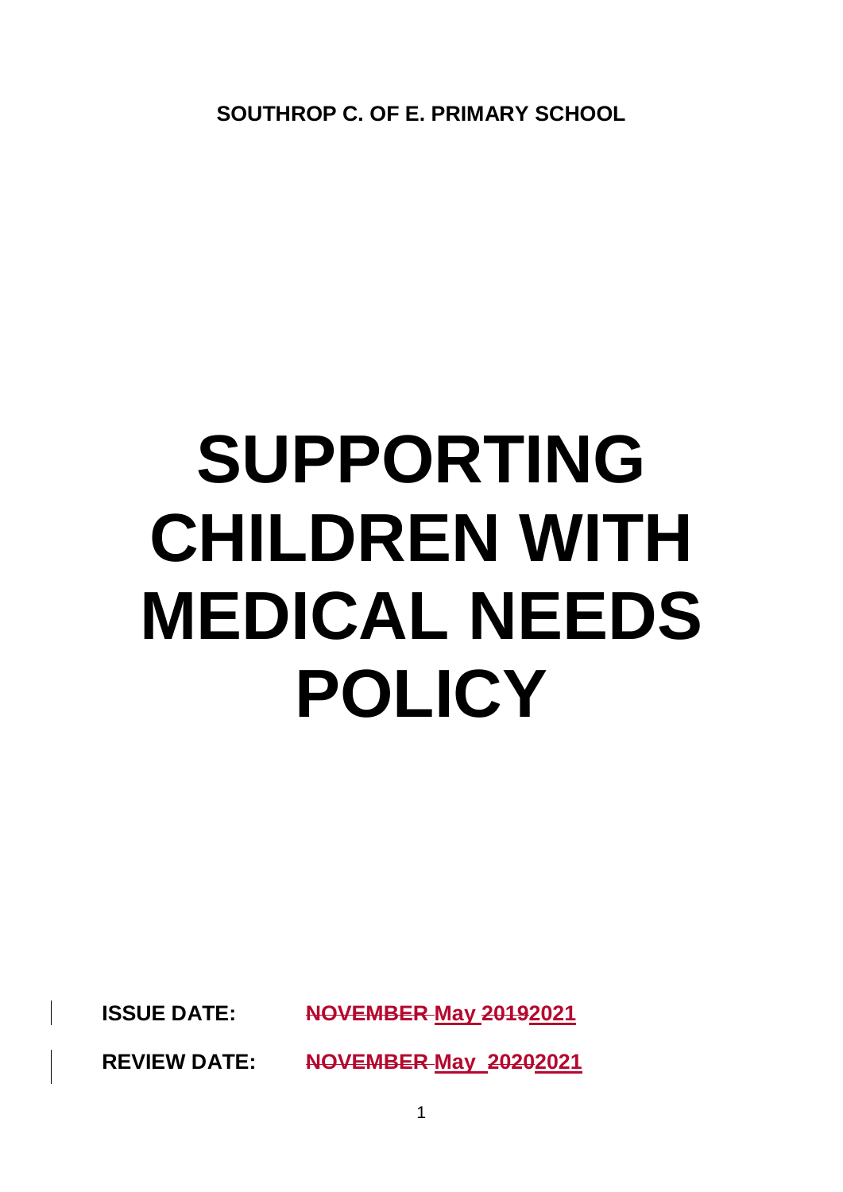**SOUTHROP C. OF E. PRIMARY SCHOOL**

# SUPPORTING CHILDREN WITH MEDICAL NEEDS POLICY

**ISSUE DATE:** ~~NOVEMBER~~ **May** ~~2019~~**2021**

**REVIEW DATE:** ~~NOVEMBER~~ **May** ~~2020~~**2021**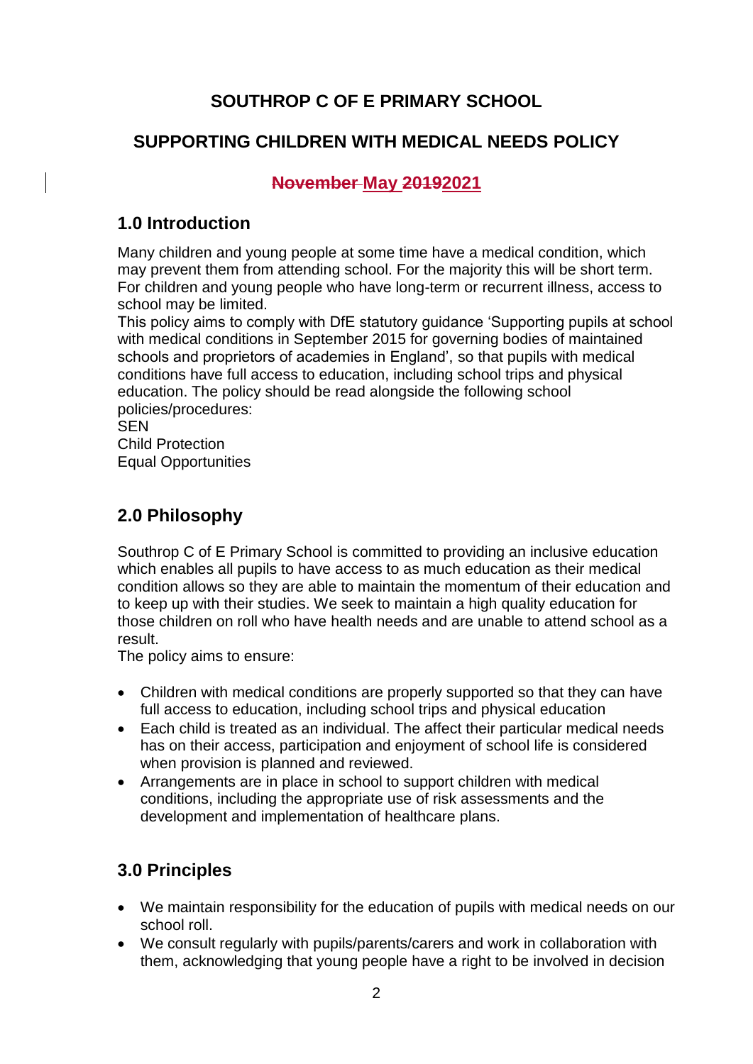# SOUTHROP C OF E PRIMARY SCHOOL

## SUPPORTING CHILDREN WITH MEDICAL NEEDS POLICY

**~~November~~ May ~~2019~~2021**

## 1.0 Introduction

Many children and young people at some time have a medical condition, which may prevent them from attending school. For the majority this will be short term. For children and young people who have long-term or recurrent illness, access to school may be limited.

This policy aims to comply with DfE statutory guidance 'Supporting pupils at school with medical conditions in September 2015 for governing bodies of maintained schools and proprietors of academies in England', so that pupils with medical conditions have full access to education, including school trips and physical education. The policy should be read alongside the following school policies/procedures:

SEN
Child Protection
Equal Opportunities

## 2.0 Philosophy

Southrop C of E Primary School is committed to providing an inclusive education which enables all pupils to have access to as much education as their medical condition allows so they are able to maintain the momentum of their education and to keep up with their studies. We seek to maintain a high quality education for those children on roll who have health needs and are unable to attend school as a result.

The policy aims to ensure:

- Children with medical conditions are properly supported so that they can have full access to education, including school trips and physical education
- Each child is treated as an individual. The affect their particular medical needs has on their access, participation and enjoyment of school life is considered when provision is planned and reviewed.
- Arrangements are in place in school to support children with medical conditions, including the appropriate use of risk assessments and the development and implementation of healthcare plans.

## 3.0 Principles

- We maintain responsibility for the education of pupils with medical needs on our school roll.
- We consult regularly with pupils/parents/carers and work in collaboration with them, acknowledging that young people have a right to be involved in decision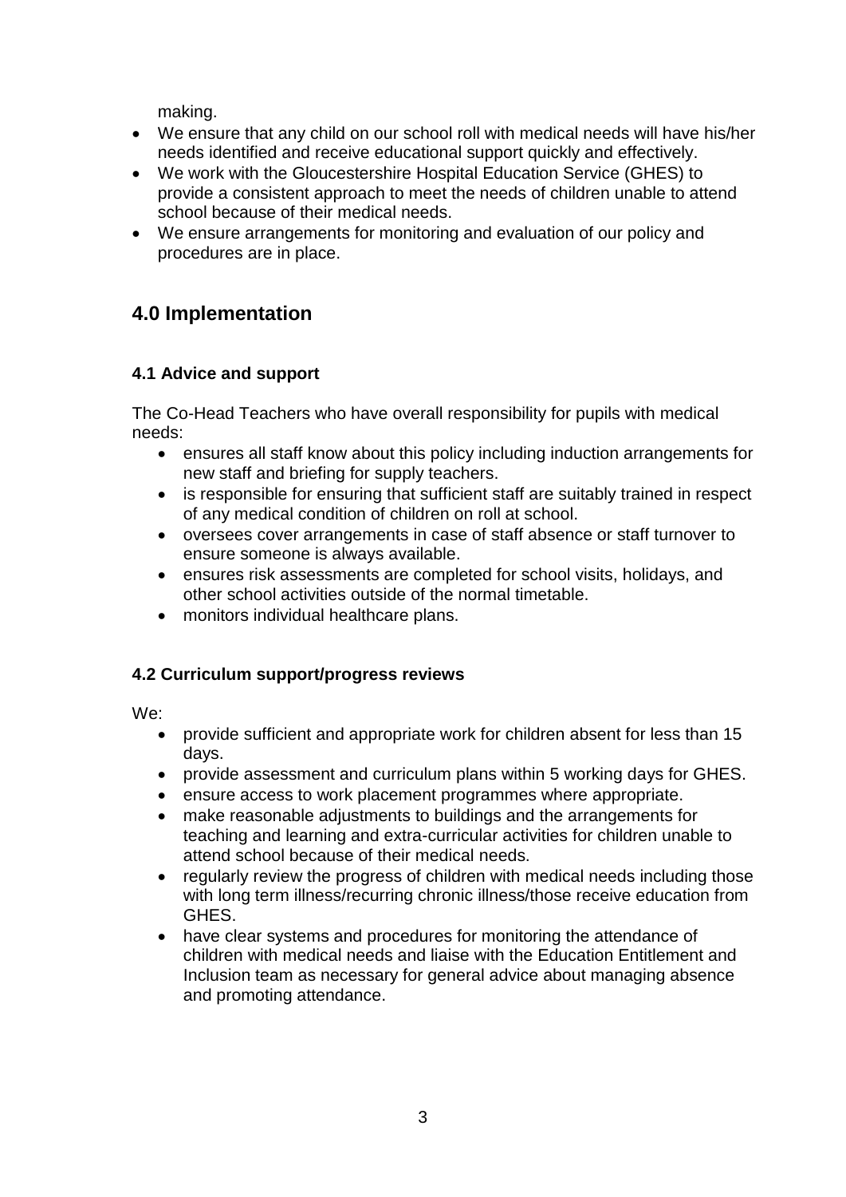making.

- We ensure that any child on our school roll with medical needs will have his/her needs identified and receive educational support quickly and effectively.
- We work with the Gloucestershire Hospital Education Service (GHES) to provide a consistent approach to meet the needs of children unable to attend school because of their medical needs.
- We ensure arrangements for monitoring and evaluation of our policy and procedures are in place.

## 4.0 Implementation

### 4.1 Advice and support

The Co-Head Teachers who have overall responsibility for pupils with medical needs:

- ensures all staff know about this policy including induction arrangements for new staff and briefing for supply teachers.
- is responsible for ensuring that sufficient staff are suitably trained in respect of any medical condition of children on roll at school.
- oversees cover arrangements in case of staff absence or staff turnover to ensure someone is always available.
- ensures risk assessments are completed for school visits, holidays, and other school activities outside of the normal timetable.
- monitors individual healthcare plans.

### 4.2 Curriculum support/progress reviews

We:

- provide sufficient and appropriate work for children absent for less than 15 days.
- provide assessment and curriculum plans within 5 working days for GHES.
- ensure access to work placement programmes where appropriate.
- make reasonable adjustments to buildings and the arrangements for teaching and learning and extra-curricular activities for children unable to attend school because of their medical needs.
- regularly review the progress of children with medical needs including those with long term illness/recurring chronic illness/those receive education from GHES.
- have clear systems and procedures for monitoring the attendance of children with medical needs and liaise with the Education Entitlement and Inclusion team as necessary for general advice about managing absence and promoting attendance.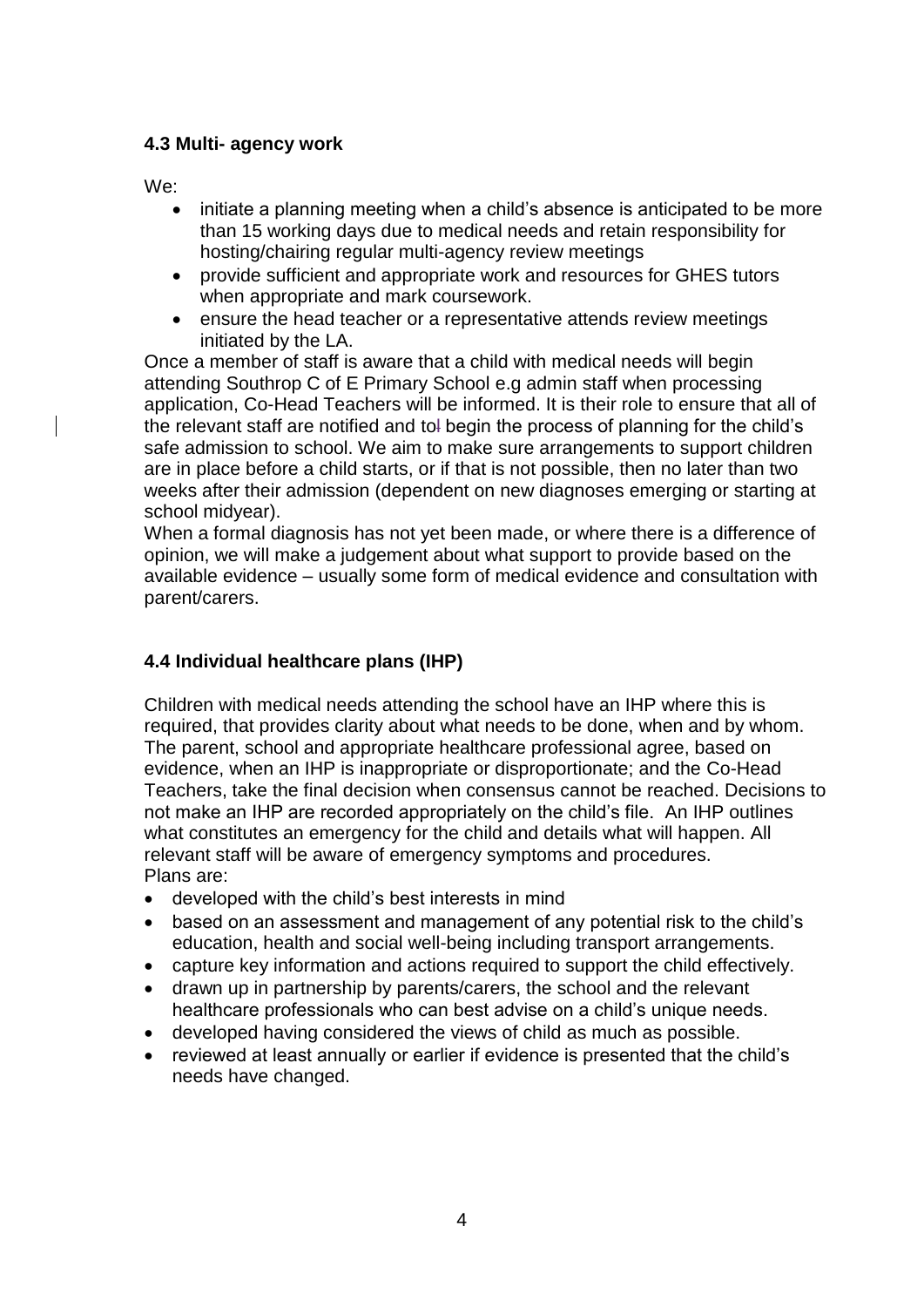### 4.3 Multi- agency work

We:

- initiate a planning meeting when a child's absence is anticipated to be more than 15 working days due to medical needs and retain responsibility for hosting/chairing regular multi-agency review meetings
- provide sufficient and appropriate work and resources for GHES tutors when appropriate and mark coursework.
- ensure the head teacher or a representative attends review meetings initiated by the LA.

Once a member of staff is aware that a child with medical needs will begin attending Southrop C of E Primary School e.g admin staff when processing application, Co-Head Teachers will be informed. It is their role to ensure that all of the relevant staff are notified and to begin the process of planning for the child's safe admission to school. We aim to make sure arrangements to support children are in place before a child starts, or if that is not possible, then no later than two weeks after their admission (dependent on new diagnoses emerging or starting at school midyear).

When a formal diagnosis has not yet been made, or where there is a difference of opinion, we will make a judgement about what support to provide based on the available evidence – usually some form of medical evidence and consultation with parent/carers.

### 4.4 Individual healthcare plans (IHP)

Children with medical needs attending the school have an IHP where this is required, that provides clarity about what needs to be done, when and by whom. The parent, school and appropriate healthcare professional agree, based on evidence, when an IHP is inappropriate or disproportionate; and the Co-Head Teachers, take the final decision when consensus cannot be reached. Decisions to not make an IHP are recorded appropriately on the child's file. An IHP outlines what constitutes an emergency for the child and details what will happen. All relevant staff will be aware of emergency symptoms and procedures.

Plans are:

- developed with the child's best interests in mind
- based on an assessment and management of any potential risk to the child's education, health and social well-being including transport arrangements.
- capture key information and actions required to support the child effectively.
- drawn up in partnership by parents/carers, the school and the relevant healthcare professionals who can best advise on a child's unique needs.
- developed having considered the views of child as much as possible.
- reviewed at least annually or earlier if evidence is presented that the child's needs have changed.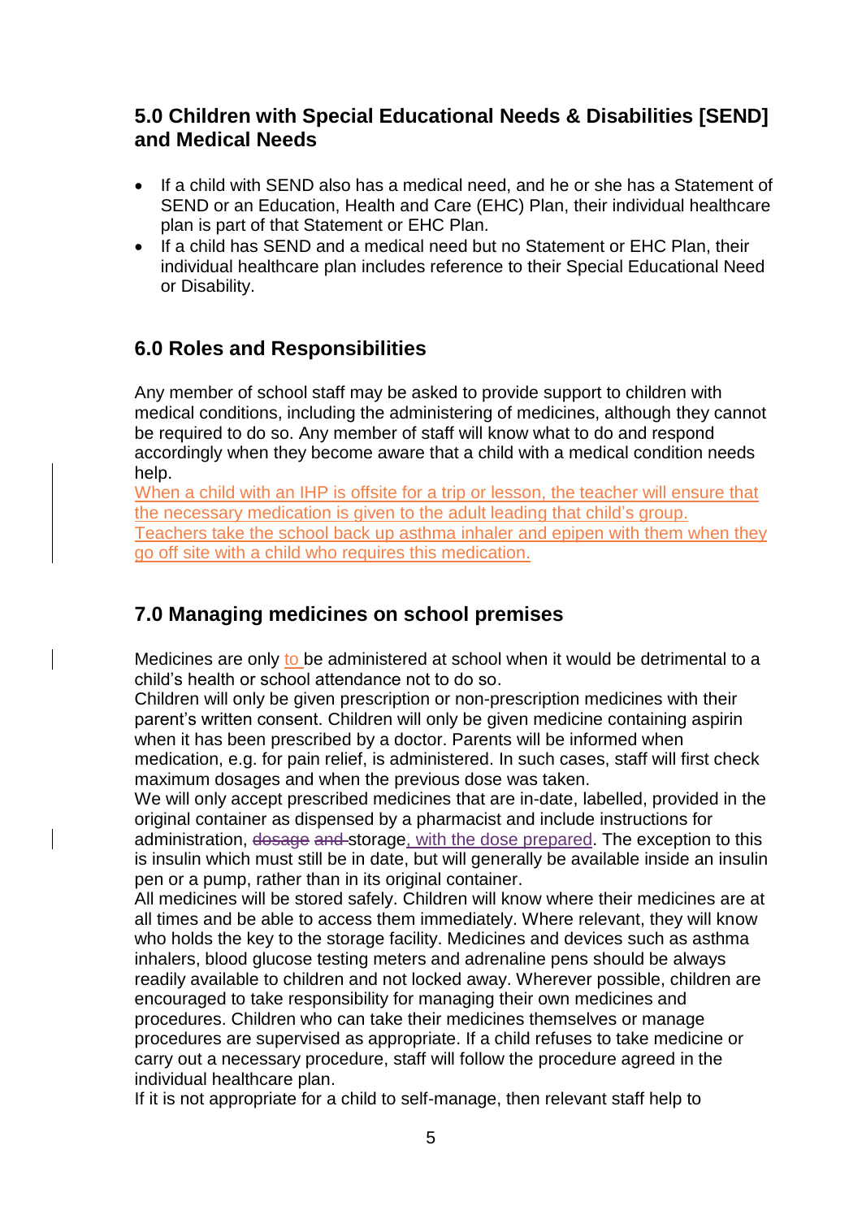## 5.0 Children with Special Educational Needs & Disabilities [SEND] and Medical Needs

- If a child with SEND also has a medical need, and he or she has a Statement of SEND or an Education, Health and Care (EHC) Plan, their individual healthcare plan is part of that Statement or EHC Plan.
- If a child has SEND and a medical need but no Statement or EHC Plan, their individual healthcare plan includes reference to their Special Educational Need or Disability.

## 6.0 Roles and Responsibilities

Any member of school staff may be asked to provide support to children with medical conditions, including the administering of medicines, although they cannot be required to do so. Any member of staff will know what to do and respond accordingly when they become aware that a child with a medical condition needs help.
When a child with an IHP is offsite for a trip or lesson, the teacher will ensure that the necessary medication is given to the adult leading that child's group. Teachers take the school back up asthma inhaler and epipen with them when they go off site with a child who requires this medication.

## 7.0 Managing medicines on school premises

Medicines are only to be administered at school when it would be detrimental to a child's health or school attendance not to do so.
Children will only be given prescription or non-prescription medicines with their parent's written consent. Children will only be given medicine containing aspirin when it has been prescribed by a doctor. Parents will be informed when medication, e.g. for pain relief, is administered. In such cases, staff will first check maximum dosages and when the previous dose was taken.
We will only accept prescribed medicines that are in-date, labelled, provided in the original container as dispensed by a pharmacist and include instructions for administration, ~~dosage and~~ storage, with the dose prepared. The exception to this is insulin which must still be in date, but will generally be available inside an insulin pen or a pump, rather than in its original container.
All medicines will be stored safely. Children will know where their medicines are at all times and be able to access them immediately. Where relevant, they will know who holds the key to the storage facility. Medicines and devices such as asthma inhalers, blood glucose testing meters and adrenaline pens should be always readily available to children and not locked away. Wherever possible, children are encouraged to take responsibility for managing their own medicines and procedures. Children who can take their medicines themselves or manage procedures are supervised as appropriate. If a child refuses to take medicine or carry out a necessary procedure, staff will follow the procedure agreed in the individual healthcare plan.
If it is not appropriate for a child to self-manage, then relevant staff help to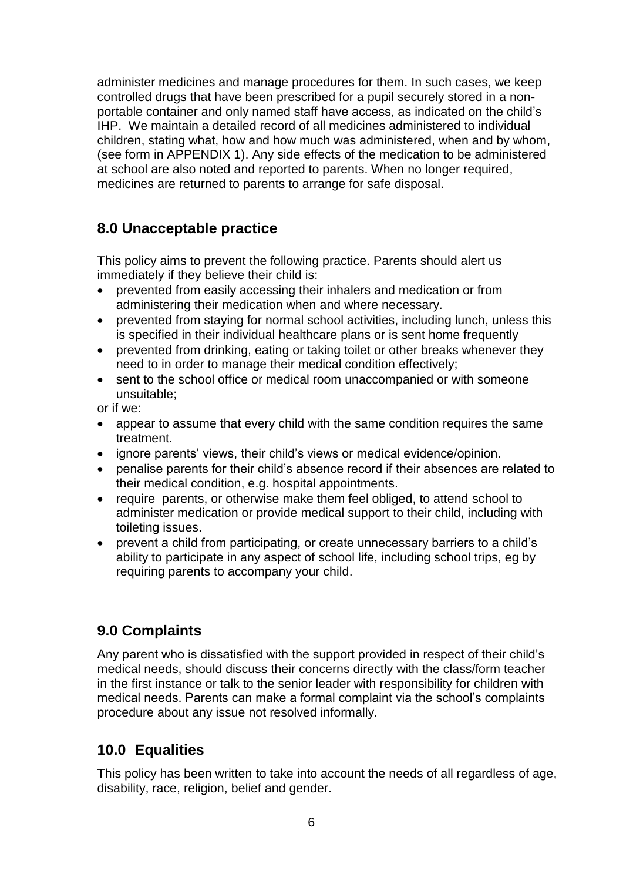administer medicines and manage procedures for them. In such cases, we keep controlled drugs that have been prescribed for a pupil securely stored in a non-portable container and only named staff have access, as indicated on the child's IHP. We maintain a detailed record of all medicines administered to individual children, stating what, how and how much was administered, when and by whom, (see form in APPENDIX 1). Any side effects of the medication to be administered at school are also noted and reported to parents. When no longer required, medicines are returned to parents to arrange for safe disposal.

## 8.0 Unacceptable practice

This policy aims to prevent the following practice. Parents should alert us immediately if they believe their child is:

- prevented from easily accessing their inhalers and medication or from administering their medication when and where necessary.
- prevented from staying for normal school activities, including lunch, unless this is specified in their individual healthcare plans or is sent home frequently
- prevented from drinking, eating or taking toilet or other breaks whenever they need to in order to manage their medical condition effectively;
- sent to the school office or medical room unaccompanied or with someone unsuitable;

or if we:

- appear to assume that every child with the same condition requires the same treatment.
- ignore parents' views, their child's views or medical evidence/opinion.
- penalise parents for their child's absence record if their absences are related to their medical condition, e.g. hospital appointments.
- require parents, or otherwise make them feel obliged, to attend school to administer medication or provide medical support to their child, including with toileting issues.
- prevent a child from participating, or create unnecessary barriers to a child's ability to participate in any aspect of school life, including school trips, eg by requiring parents to accompany your child.

## 9.0 Complaints

Any parent who is dissatisfied with the support provided in respect of their child's medical needs, should discuss their concerns directly with the class/form teacher in the first instance or talk to the senior leader with responsibility for children with medical needs. Parents can make a formal complaint via the school's complaints procedure about any issue not resolved informally.

## 10.0 Equalities

This policy has been written to take into account the needs of all regardless of age, disability, race, religion, belief and gender.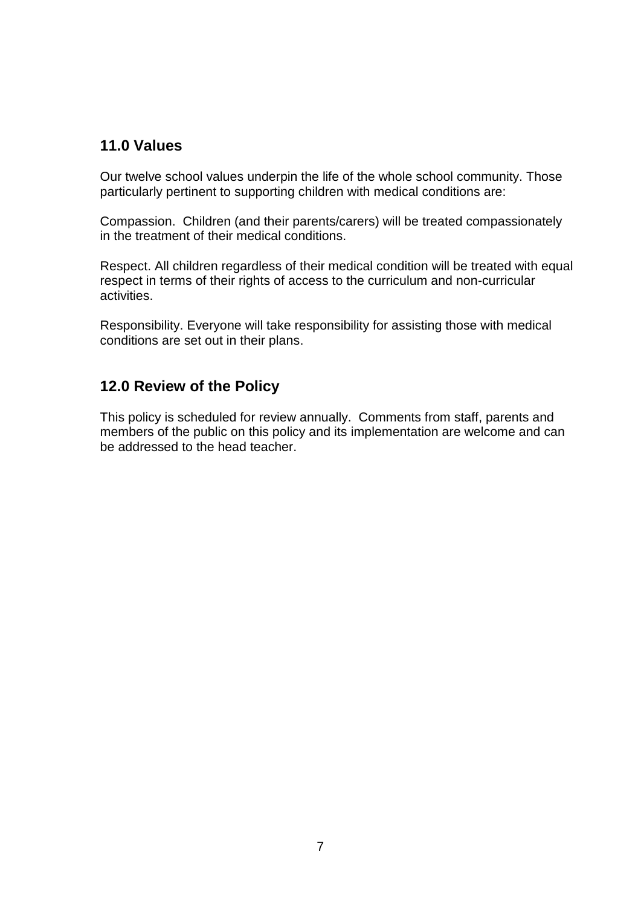## 11.0 Values

Our twelve school values underpin the life of the whole school community. Those particularly pertinent to supporting children with medical conditions are:

Compassion. Children (and their parents/carers) will be treated compassionately in the treatment of their medical conditions.

Respect. All children regardless of their medical condition will be treated with equal respect in terms of their rights of access to the curriculum and non-curricular activities.

Responsibility. Everyone will take responsibility for assisting those with medical conditions are set out in their plans.

## 12.0 Review of the Policy

This policy is scheduled for review annually. Comments from staff, parents and members of the public on this policy and its implementation are welcome and can be addressed to the head teacher.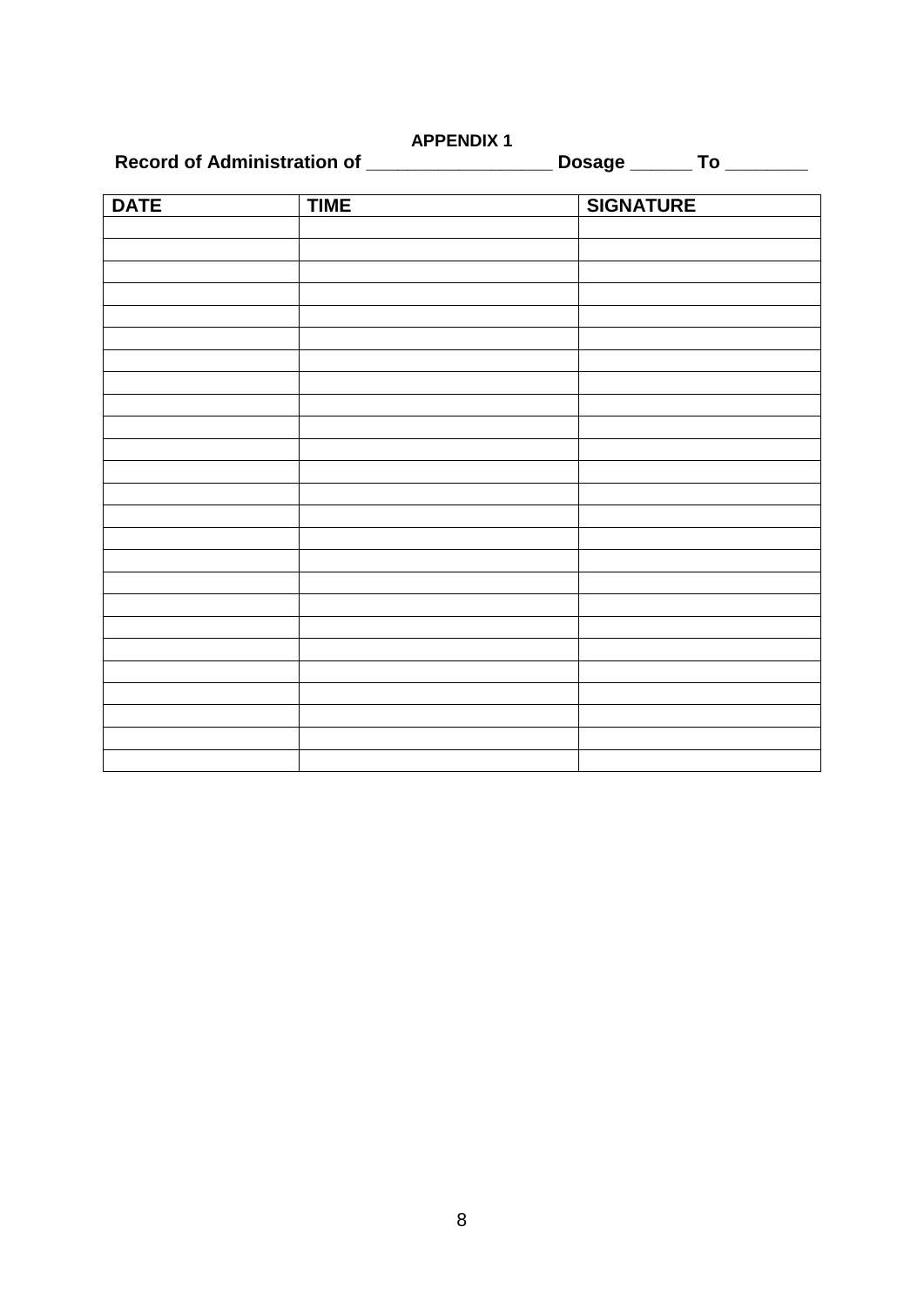**APPENDIX 1**

**Record of Administration of \_\_\_\_\_\_\_\_\_\_\_\_\_\_\_\_\_\_ Dosage \_\_\_\_\_\_ To \_\_\_\_\_\_\_\_**

| DATE | TIME | SIGNATURE |
|---|---|---|
| | | |
| | | |
| | | |
| | | |
| | | |
| | | |
| | | |
| | | |
| | | |
| | | |
| | | |
| | | |
| | | |
| | | |
| | | |
| | | |
| | | |
| | | |
| | | |
| | | |
| | | |
| | | |
| | | |
| | | |
| | | |